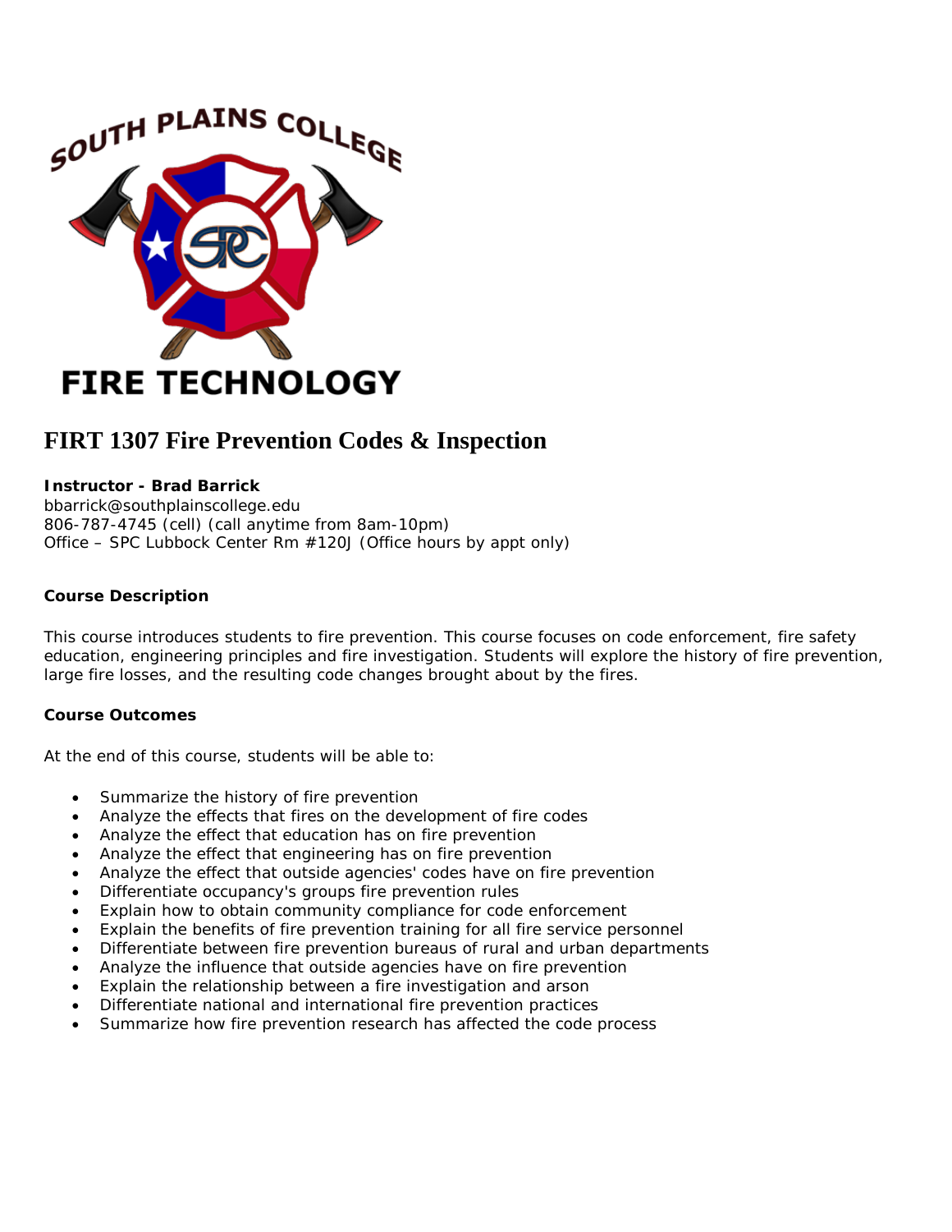# FIRT 1307 Fire Prevention Codes & Inspection

**Instructor - Brad Barrick**
bbarrick@southplainscollege.edu
806-787-4745 (cell) (call anytime from 8am-10pm)
Office – SPC Lubbock Center Rm #120J (Office hours by appt only)

**Course Description**

This course introduces students to fire prevention. This course focuses on code enforcement, fire safety education, engineering principles and fire investigation. Students will explore the history of fire prevention, large fire losses, and the resulting code changes brought about by the fires.

**Course Outcomes**

At the end of this course, students will be able to:

- Summarize the history of fire prevention
- Analyze the effects that fires on the development of fire codes
- Analyze the effect that education has on fire prevention
- Analyze the effect that engineering has on fire prevention
- Analyze the effect that outside agencies' codes have on fire prevention
- Differentiate occupancy's groups fire prevention rules
- Explain how to obtain community compliance for code enforcement
- Explain the benefits of fire prevention training for all fire service personnel
- Differentiate between fire prevention bureaus of rural and urban departments
- Analyze the influence that outside agencies have on fire prevention
- Explain the relationship between a fire investigation and arson
- Differentiate national and international fire prevention practices
- Summarize how fire prevention research has affected the code process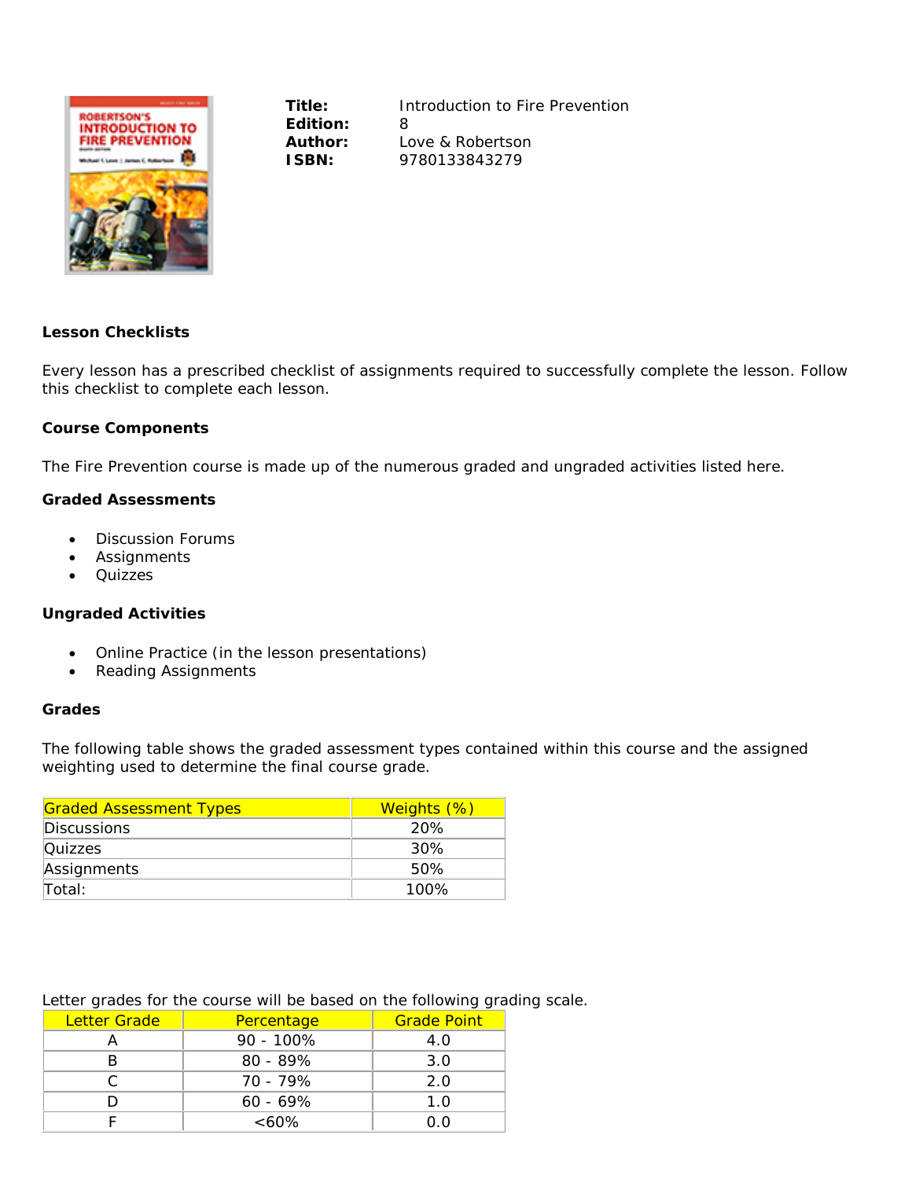| | |
|---|---|
| **Title:** | Introduction to Fire Prevention |
| **Edition:** | 8 |
| **Author:** | Love & Robertson |
| **ISBN:** | 9780133843279 |

### Lesson Checklists

Every lesson has a prescribed checklist of assignments required to successfully complete the lesson. Follow this checklist to complete each lesson.

### Course Components

The Fire Prevention course is made up of the numerous graded and ungraded activities listed here.

### Graded Assessments

- Discussion Forums
- Assignments
- Quizzes

### Ungraded Activities

- Online Practice (in the lesson presentations)
- Reading Assignments

### Grades

The following table shows the graded assessment types contained within this course and the assigned weighting used to determine the final course grade.

| Graded Assessment Types | Weights (%) |
|---|---|
| Discussions | 20% |
| Quizzes | 30% |
| Assignments | 50% |
| Total: | 100% |

Letter grades for the course will be based on the following grading scale.

| Letter Grade | Percentage | Grade Point |
|---|---|---|
| A | 90 - 100% | 4.0 |
| B | 80 - 89% | 3.0 |
| C | 70 - 79% | 2.0 |
| D | 60 - 69% | 1.0 |
| F | <60% | 0.0 |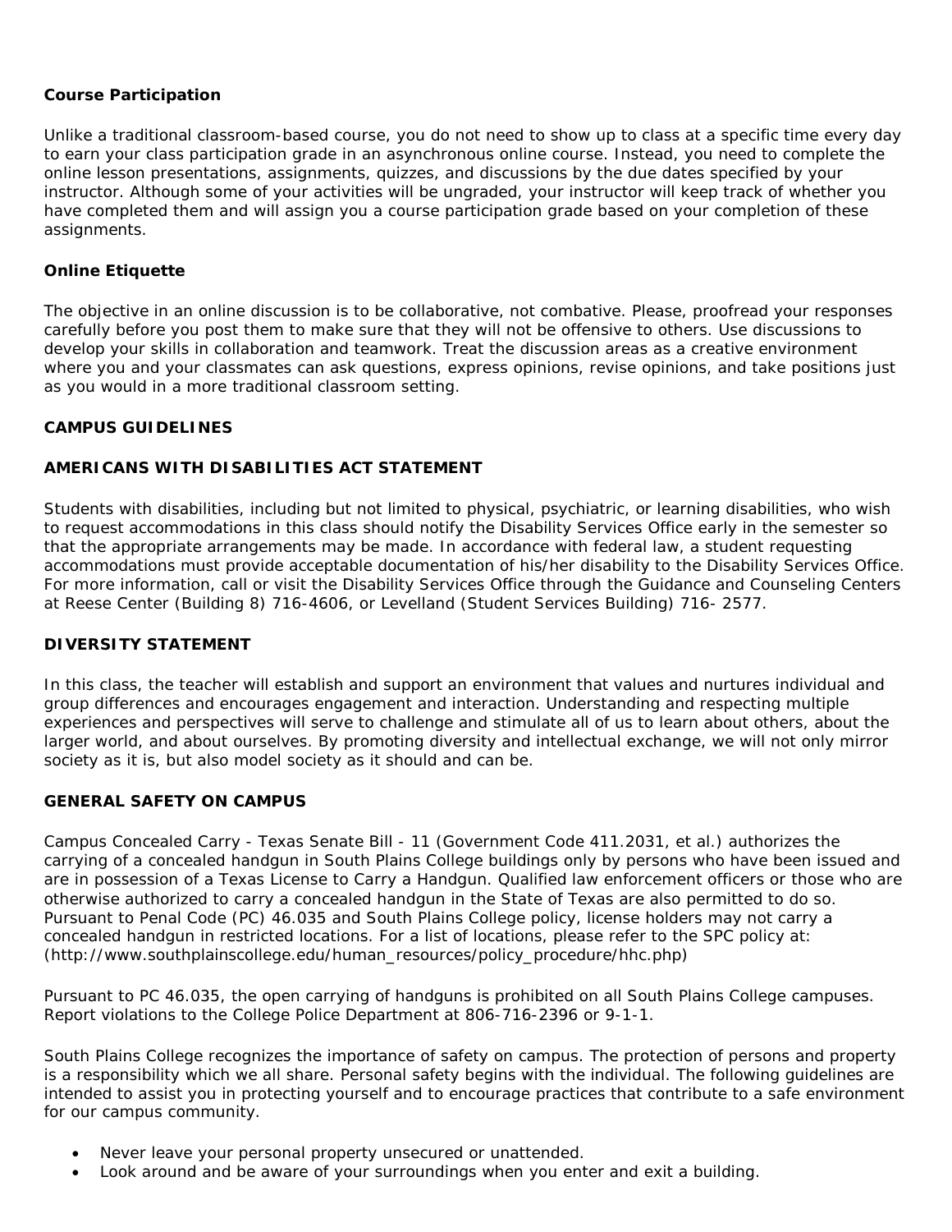**Course Participation**

Unlike a traditional classroom-based course, you do not need to show up to class at a specific time every day to earn your class participation grade in an asynchronous online course. Instead, you need to complete the online lesson presentations, assignments, quizzes, and discussions by the due dates specified by your instructor. Although some of your activities will be ungraded, your instructor will keep track of whether you have completed them and will assign you a course participation grade based on your completion of these assignments.

**Online Etiquette**

The objective in an online discussion is to be collaborative, not combative. Please, proofread your responses carefully before you post them to make sure that they will not be offensive to others. Use discussions to develop your skills in collaboration and teamwork. Treat the discussion areas as a creative environment where you and your classmates can ask questions, express opinions, revise opinions, and take positions just as you would in a more traditional classroom setting.

**CAMPUS GUIDELINES**

**AMERICANS WITH DISABILITIES ACT STATEMENT**

Students with disabilities, including but not limited to physical, psychiatric, or learning disabilities, who wish to request accommodations in this class should notify the Disability Services Office early in the semester so that the appropriate arrangements may be made. In accordance with federal law, a student requesting accommodations must provide acceptable documentation of his/her disability to the Disability Services Office. For more information, call or visit the Disability Services Office through the Guidance and Counseling Centers at Reese Center (Building 8) 716-4606, or Levelland (Student Services Building) 716- 2577.

**DIVERSITY STATEMENT**

In this class, the teacher will establish and support an environment that values and nurtures individual and group differences and encourages engagement and interaction. Understanding and respecting multiple experiences and perspectives will serve to challenge and stimulate all of us to learn about others, about the larger world, and about ourselves. By promoting diversity and intellectual exchange, we will not only mirror society as it is, but also model society as it should and can be.

**GENERAL SAFETY ON CAMPUS**

Campus Concealed Carry - Texas Senate Bill - 11 (Government Code 411.2031, et al.) authorizes the carrying of a concealed handgun in South Plains College buildings only by persons who have been issued and are in possession of a Texas License to Carry a Handgun. Qualified law enforcement officers or those who are otherwise authorized to carry a concealed handgun in the State of Texas are also permitted to do so. Pursuant to Penal Code (PC) 46.035 and South Plains College policy, license holders may not carry a concealed handgun in restricted locations. For a list of locations, please refer to the SPC policy at: (http://www.southplainscollege.edu/human_resources/policy_procedure/hhc.php)

Pursuant to PC 46.035, the open carrying of handguns is prohibited on all South Plains College campuses. Report violations to the College Police Department at 806-716-2396 or 9-1-1.

South Plains College recognizes the importance of safety on campus. The protection of persons and property is a responsibility which we all share. Personal safety begins with the individual. The following guidelines are intended to assist you in protecting yourself and to encourage practices that contribute to a safe environment for our campus community.

- Never leave your personal property unsecured or unattended.
- Look around and be aware of your surroundings when you enter and exit a building.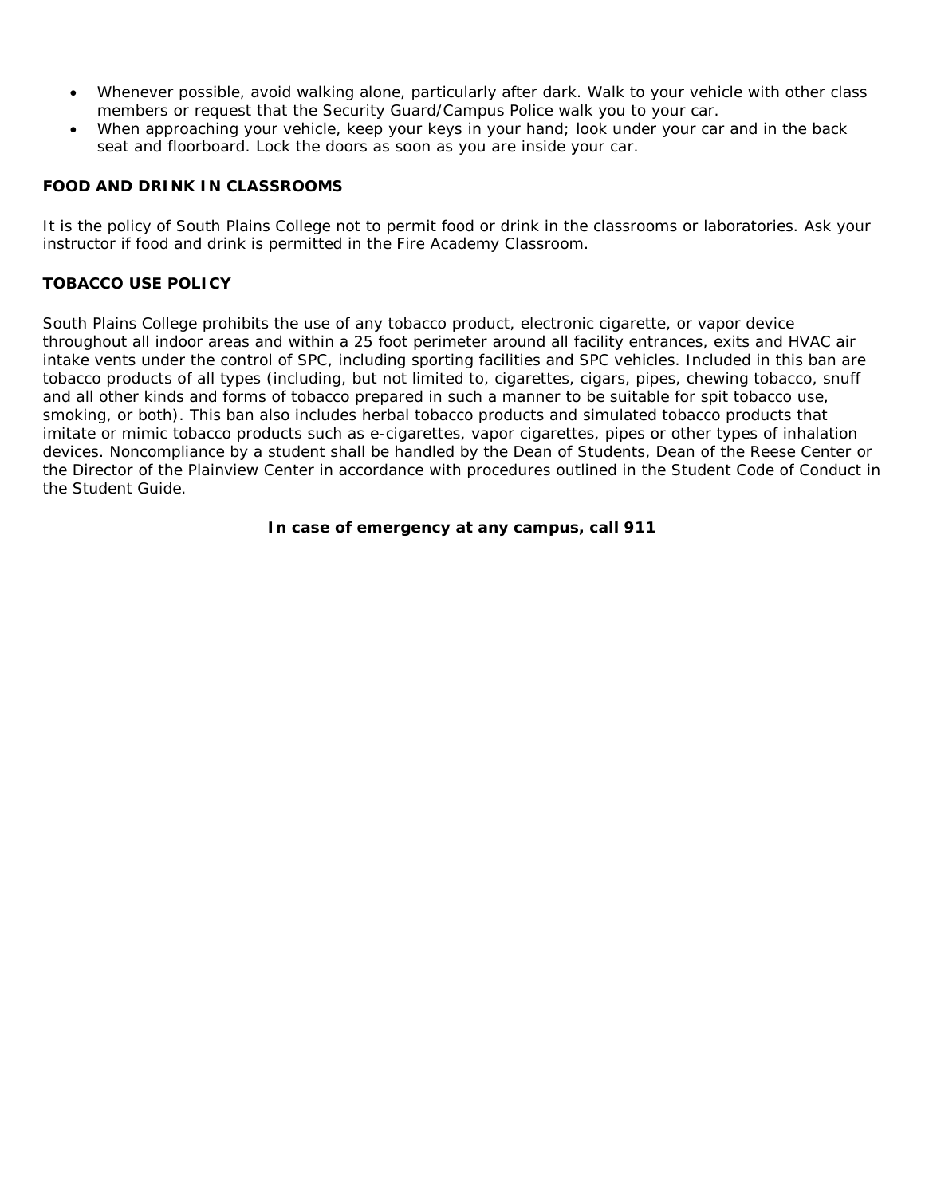- Whenever possible, avoid walking alone, particularly after dark. Walk to your vehicle with other class members or request that the Security Guard/Campus Police walk you to your car.
- When approaching your vehicle, keep your keys in your hand; look under your car and in the back seat and floorboard. Lock the doors as soon as you are inside your car.

**FOOD AND DRINK IN CLASSROOMS**

It is the policy of South Plains College not to permit food or drink in the classrooms or laboratories. Ask your instructor if food and drink is permitted in the Fire Academy Classroom.

**TOBACCO USE POLICY**

South Plains College prohibits the use of any tobacco product, electronic cigarette, or vapor device throughout all indoor areas and within a 25 foot perimeter around all facility entrances, exits and HVAC air intake vents under the control of SPC, including sporting facilities and SPC vehicles. Included in this ban are tobacco products of all types (including, but not limited to, cigarettes, cigars, pipes, chewing tobacco, snuff and all other kinds and forms of tobacco prepared in such a manner to be suitable for spit tobacco use, smoking, or both). This ban also includes herbal tobacco products and simulated tobacco products that imitate or mimic tobacco products such as e-cigarettes, vapor cigarettes, pipes or other types of inhalation devices. Noncompliance by a student shall be handled by the Dean of Students, Dean of the Reese Center or the Director of the Plainview Center in accordance with procedures outlined in the Student Code of Conduct in the Student Guide.

**In case of emergency at any campus, call 911**